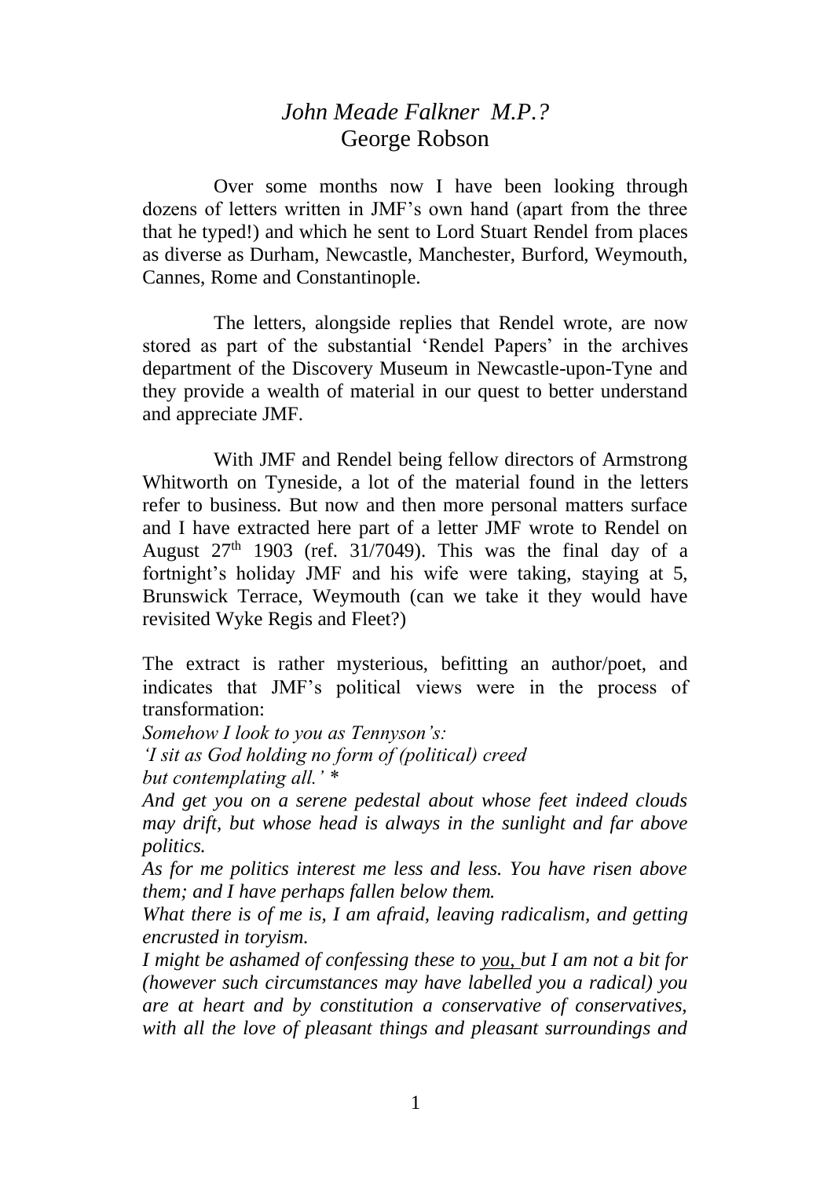# *John Meade Falkner M.P.?*

## George Robson

Over some months now I have been looking through dozens of letters written in JMF's own hand (apart from the three that he typed!) and which he sent to Lord Stuart Rendel from places as diverse as Durham, Newcastle, Manchester, Burford, Weymouth, Cannes, Rome and Constantinople.

The letters, alongside replies that Rendel wrote, are now stored as part of the substantial 'Rendel Papers' in the archives department of the Discovery Museum in Newcastle-upon-Tyne and they provide a wealth of material in our quest to better understand and appreciate JMF.

With JMF and Rendel being fellow directors of Armstrong Whitworth on Tyneside, a lot of the material found in the letters refer to business. But now and then more personal matters surface and I have extracted here part of a letter JMF wrote to Rendel on August 27th 1903 (ref. 31/7049). This was the final day of a fortnight's holiday JMF and his wife were taking, staying at 5, Brunswick Terrace, Weymouth (can we take it they would have revisited Wyke Regis and Fleet?)

The extract is rather mysterious, befitting an author/poet, and indicates that JMF's political views were in the process of transformation:

*Somehow I look to you as Tennyson's:*
*'I sit as God holding no form of (political) creed*
*but contemplating all.' **
*And get you on a serene pedestal about whose feet indeed clouds may drift, but whose head is always in the sunlight and far above politics.*
*As for me politics interest me less and less. You have risen above them; and I have perhaps fallen below them.*
*What there is of me is, I am afraid, leaving radicalism, and getting encrusted in toryism.*
*I might be ashamed of confessing these to <u>you,</u> but I am not a bit for (however such circumstances may have labelled you a radical) you are at heart and by constitution a conservative of conservatives, with all the love of pleasant things and pleasant surroundings and*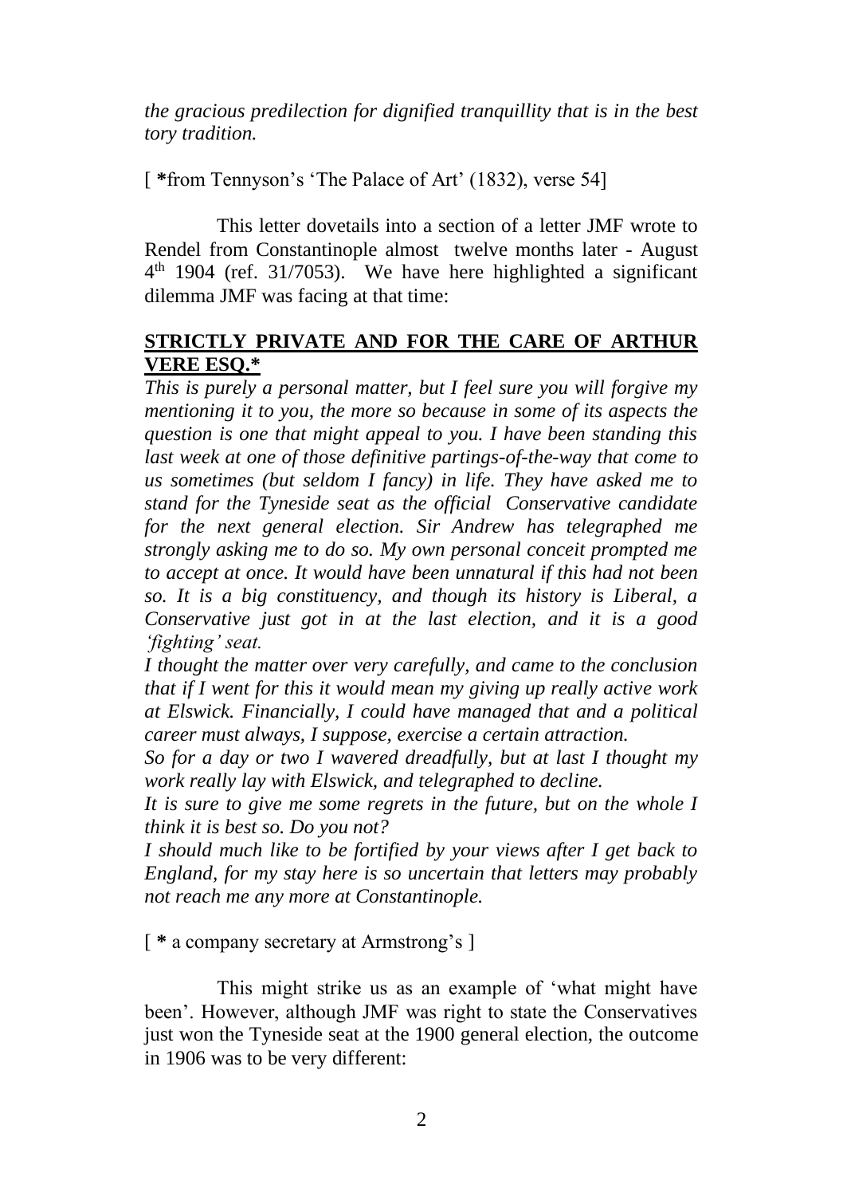*the gracious predilection for dignified tranquillity that is in the best tory tradition.*

[ **\***from Tennyson's 'The Palace of Art' (1832), verse 54]

This letter dovetails into a section of a letter JMF wrote to Rendel from Constantinople almost twelve months later - August 4th 1904 (ref. 31/7053). We have here highlighted a significant dilemma JMF was facing at that time:

**STRICTLY PRIVATE AND FOR THE CARE OF ARTHUR VERE ESQ.\***

*This is purely a personal matter, but I feel sure you will forgive my mentioning it to you, the more so because in some of its aspects the question is one that might appeal to you. I have been standing this last week at one of those definitive partings-of-the-way that come to us sometimes (but seldom I fancy) in life. They have asked me to stand for the Tyneside seat as the official Conservative candidate for the next general election. Sir Andrew has telegraphed me strongly asking me to do so. My own personal conceit prompted me to accept at once. It would have been unnatural if this had not been so. It is a big constituency, and though its history is Liberal, a Conservative just got in at the last election, and it is a good 'fighting' seat.*

*I thought the matter over very carefully, and came to the conclusion that if I went for this it would mean my giving up really active work at Elswick. Financially, I could have managed that and a political career must always, I suppose, exercise a certain attraction.*

*So for a day or two I wavered dreadfully, but at last I thought my work really lay with Elswick, and telegraphed to decline.*

*It is sure to give me some regrets in the future, but on the whole I think it is best so. Do you not?*

*I should much like to be fortified by your views after I get back to England, for my stay here is so uncertain that letters may probably not reach me any more at Constantinople.*

[ **\*** a company secretary at Armstrong's ]

This might strike us as an example of 'what might have been'. However, although JMF was right to state the Conservatives just won the Tyneside seat at the 1900 general election, the outcome in 1906 was to be very different: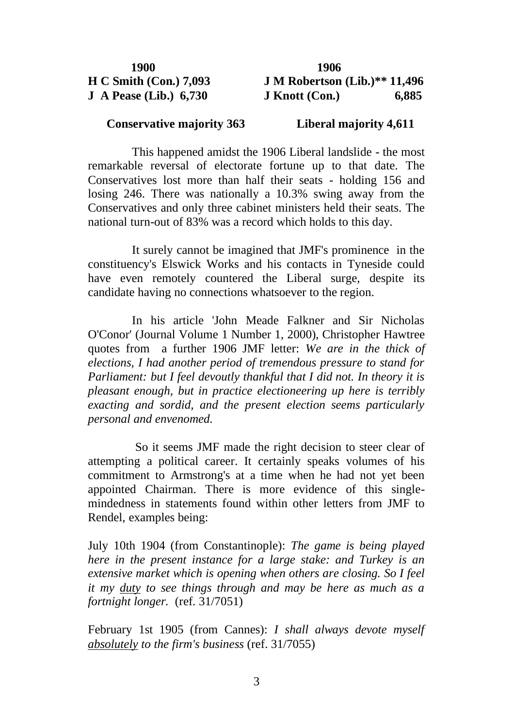| 1900 | | 1906 | |
|---|---|---|---|
| **H C Smith (Con.) 7,093** | | **J M Robertson (Lib.)\*\* 11,496** | |
| **J A Pease (Lib.) 6,730** | | **J Knott (Con.)** | **6,885** |
| **Conservative majority 363** | | **Liberal majority 4,611** | |

This happened amidst the 1906 Liberal landslide - the most remarkable reversal of electorate fortune up to that date. The Conservatives lost more than half their seats - holding 156 and losing 246. There was nationally a 10.3% swing away from the Conservatives and only three cabinet ministers held their seats. The national turn-out of 83% was a record which holds to this day.

It surely cannot be imagined that JMF's prominence in the constituency's Elswick Works and his contacts in Tyneside could have even remotely countered the Liberal surge, despite its candidate having no connections whatsoever to the region.

In his article 'John Meade Falkner and Sir Nicholas O'Conor' (Journal Volume 1 Number 1, 2000), Christopher Hawtree quotes from a further 1906 JMF letter: *We are in the thick of elections, I had another period of tremendous pressure to stand for Parliament: but I feel devoutly thankful that I did not. In theory it is pleasant enough, but in practice electioneering up here is terribly exacting and sordid, and the present election seems particularly personal and envenomed.*

So it seems JMF made the right decision to steer clear of attempting a political career. It certainly speaks volumes of his commitment to Armstrong's at a time when he had not yet been appointed Chairman. There is more evidence of this single-mindedness in statements found within other letters from JMF to Rendel, examples being:

July 10th 1904 (from Constantinople): *The game is being played here in the present instance for a large stake: and Turkey is an extensive market which is opening when others are closing. So I feel it my* ***duty*** *to see things through and may be here as much as a fortnight longer.* (ref. 31/7051)

February 1st 1905 (from Cannes): *I shall always devote myself* ***absolutely*** *to the firm's business* (ref. 31/7055)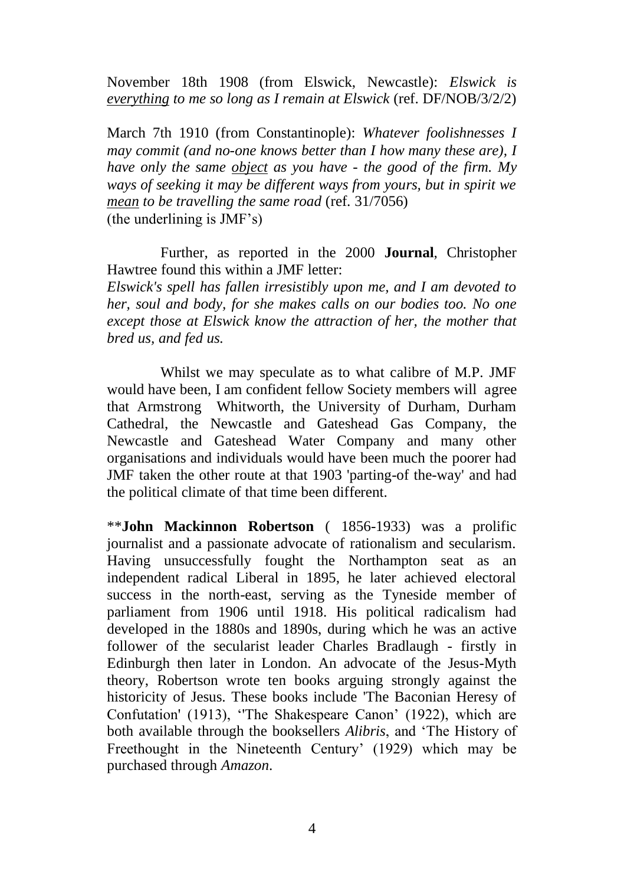November 18th 1908 (from Elswick, Newcastle): *Elswick is <u>everything</u> to me so long as I remain at Elswick* (ref. DF/NOB/3/2/2)

March 7th 1910 (from Constantinople): *Whatever foolishnesses I may commit (and no-one knows better than I how many these are), I have only the same <u>object</u> as you have - the good of the firm. My ways of seeking it may be different ways from yours, but in spirit we <u>mean</u> to be travelling the same road* (ref. 31/7056)
(the underlining is JMF's)

Further, as reported in the 2000 **Journal**, Christopher Hawtree found this within a JMF letter:
*Elswick's spell has fallen irresistibly upon me, and I am devoted to her, soul and body, for she makes calls on our bodies too. No one except those at Elswick know the attraction of her, the mother that bred us, and fed us.*

Whilst we may speculate as to what calibre of M.P. JMF would have been, I am confident fellow Society members will agree that Armstrong Whitworth, the University of Durham, Durham Cathedral, the Newcastle and Gateshead Gas Company, the Newcastle and Gateshead Water Company and many other organisations and individuals would have been much the poorer had JMF taken the other route at that 1903 'parting-of the-way' and had the political climate of that time been different.

\*\***John Mackinnon Robertson** ( 1856-1933) was a prolific journalist and a passionate advocate of rationalism and secularism. Having unsuccessfully fought the Northampton seat as an independent radical Liberal in 1895, he later achieved electoral success in the north-east, serving as the Tyneside member of parliament from 1906 until 1918. His political radicalism had developed in the 1880s and 1890s, during which he was an active follower of the secularist leader Charles Bradlaugh - firstly in Edinburgh then later in London. An advocate of the Jesus-Myth theory, Robertson wrote ten books arguing strongly against the historicity of Jesus. These books include 'The Baconian Heresy of Confutation' (1913), ''The Shakespeare Canon' (1922), which are both available through the booksellers *Alibris*, and 'The History of Freethought in the Nineteenth Century' (1929) which may be purchased through *Amazon*.